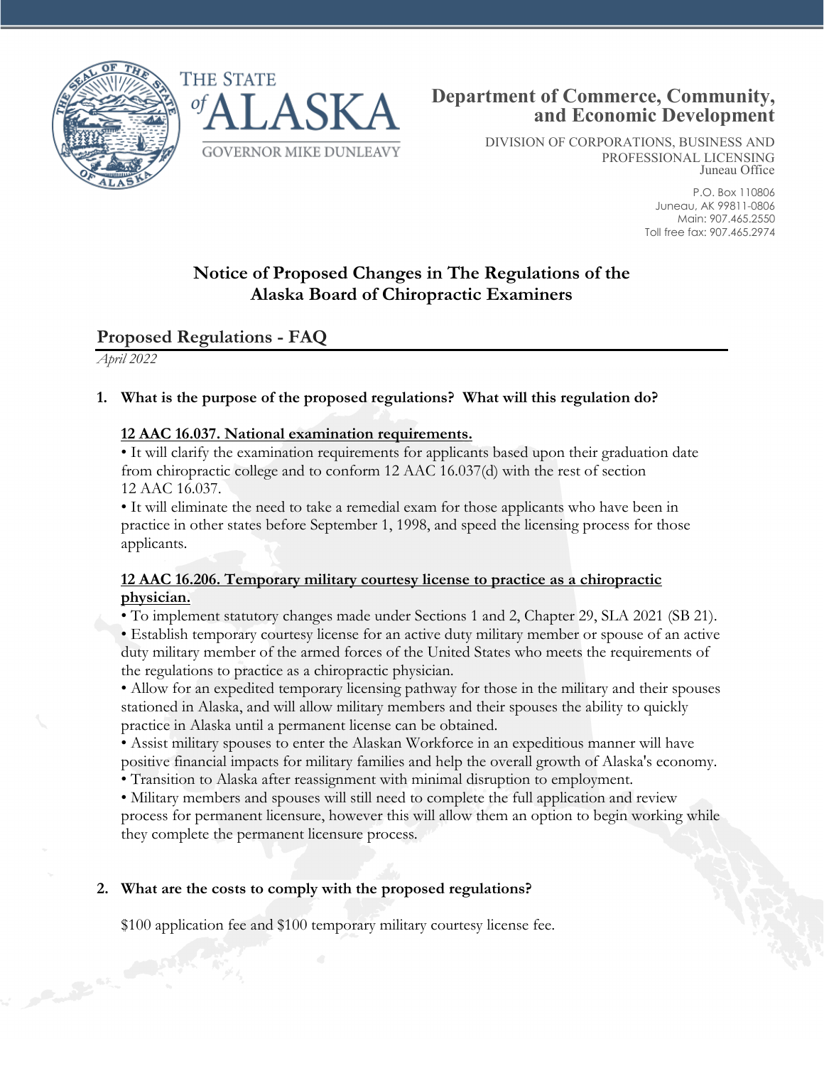THE STATE of ALASKA

GOVERNOR MIKE DUNLEAVY

**Department of Commerce, Community, and Economic Development**

DIVISION OF CORPORATIONS, BUSINESS AND PROFESSIONAL LICENSING
Juneau Office

P.O. Box 110806
Juneau, AK 99811-0806
Main: 907.465.2550
Toll free fax: 907.465.2974

# Notice of Proposed Changes in The Regulations of the Alaska Board of Chiropractic Examiners

## Proposed Regulations - FAQ

*April 2022*

1. **What is the purpose of the proposed regulations? What will this regulation do?**

   **12 AAC 16.037. National examination requirements.**

   - It will clarify the examination requirements for applicants based upon their graduation date from chiropractic college and to conform 12 AAC 16.037(d) with the rest of section 12 AAC 16.037.
   - It will eliminate the need to take a remedial exam for those applicants who have been in practice in other states before September 1, 1998, and speed the licensing process for those applicants.

   **12 AAC 16.206. Temporary military courtesy license to practice as a chiropractic physician.**

   - To implement statutory changes made under Sections 1 and 2, Chapter 29, SLA 2021 (SB 21).
   - Establish temporary courtesy license for an active duty military member or spouse of an active duty military member of the armed forces of the United States who meets the requirements of the regulations to practice as a chiropractic physician.
   - Allow for an expedited temporary licensing pathway for those in the military and their spouses stationed in Alaska, and will allow military members and their spouses the ability to quickly practice in Alaska until a permanent license can be obtained.
   - Assist military spouses to enter the Alaskan Workforce in an expeditious manner will have positive financial impacts for military families and help the overall growth of Alaska's economy.
   - Transition to Alaska after reassignment with minimal disruption to employment.
   - Military members and spouses will still need to complete the full application and review process for permanent licensure, however this will allow them an option to begin working while they complete the permanent licensure process.

2. **What are the costs to comply with the proposed regulations?**

   $100 application fee and $100 temporary military courtesy license fee.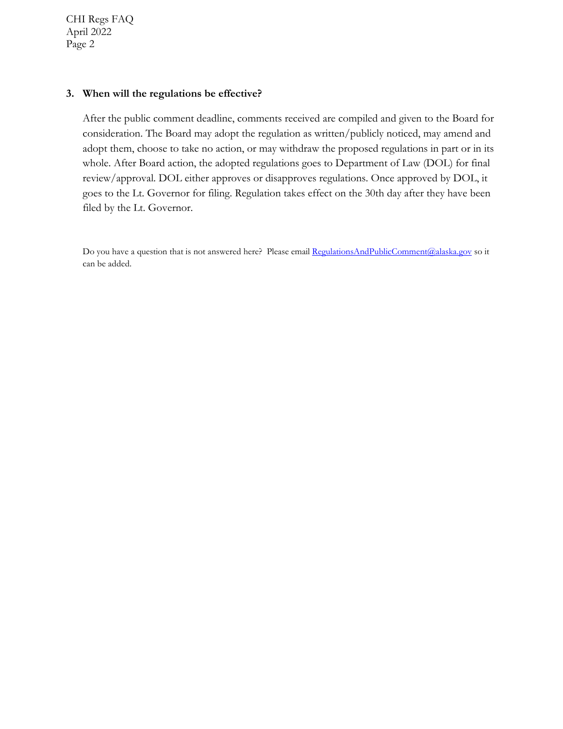### 3. When will the regulations be effective?

After the public comment deadline, comments received are compiled and given to the Board for consideration. The Board may adopt the regulation as written/publicly noticed, may amend and adopt them, choose to take no action, or may withdraw the proposed regulations in part or in its whole. After Board action, the adopted regulations goes to Department of Law (DOL) for final review/approval. DOL either approves or disapproves regulations. Once approved by DOL, it goes to the Lt. Governor for filing. Regulation takes effect on the 30th day after they have been filed by the Lt. Governor.

Do you have a question that is not answered here? Please email [RegulationsAndPublicComment@alaska.gov](mailto:RegulationsAndPublicComment@alaska.gov) so it can be added.